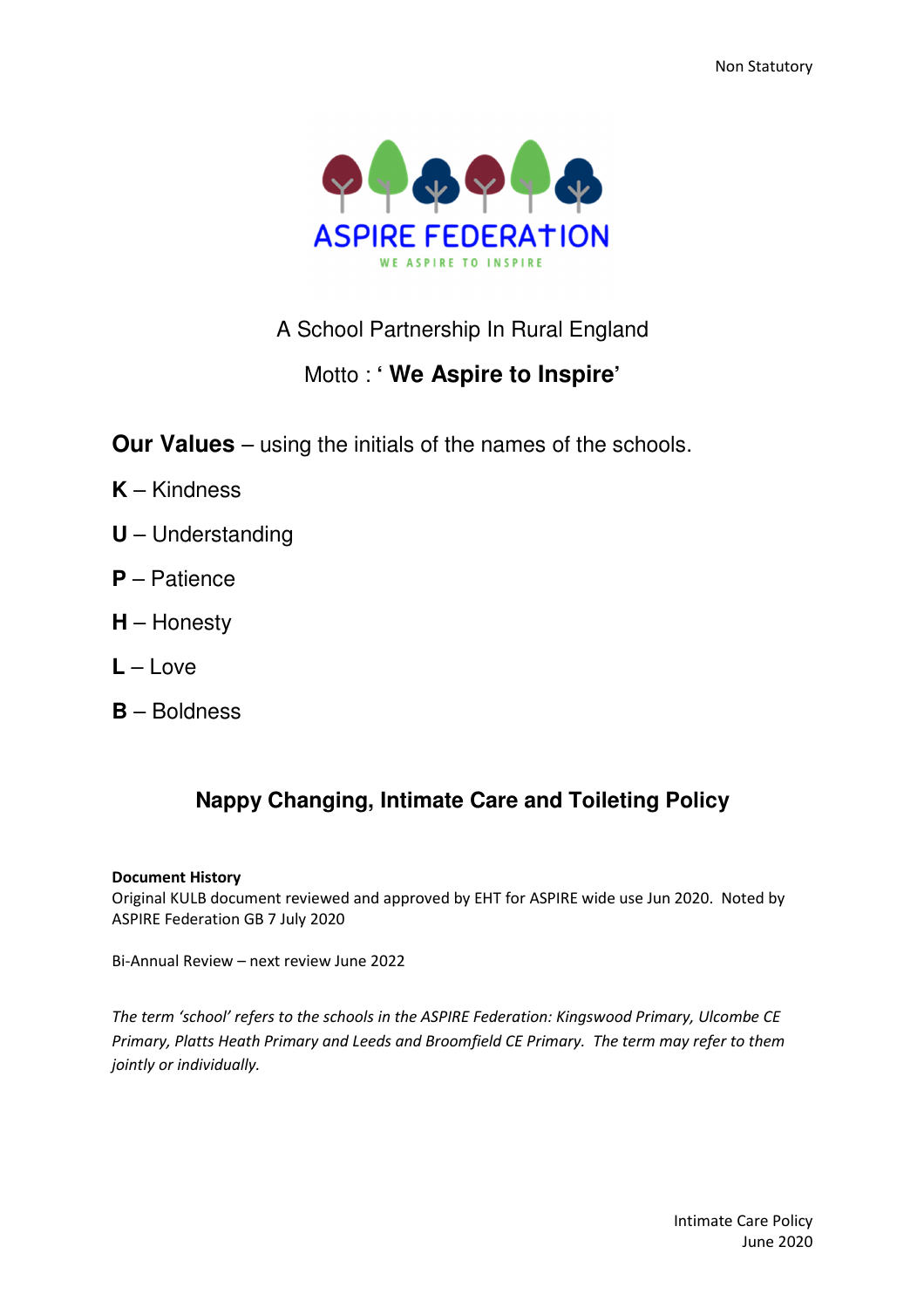Non Statutory

ASPIRE FEDERATION

WE ASPIRE TO INSPIRE

A School Partnership In Rural England

Motto : ' **We Aspire to Inspire**'

**Our Values** – using the initials of the names of the schools.

**K** – Kindness

**U** – Understanding

**P** – Patience

**H** – Honesty

**L** – Love

**B** – Boldness

## Nappy Changing, Intimate Care and Toileting Policy

**Document History**
Original KULB document reviewed and approved by EHT for ASPIRE wide use Jun 2020. Noted by ASPIRE Federation GB 7 July 2020

Bi-Annual Review – next review June 2022

*The term 'school' refers to the schools in the ASPIRE Federation: Kingswood Primary, Ulcombe CE Primary, Platts Heath Primary and Leeds and Broomfield CE Primary. The term may refer to them jointly or individually.*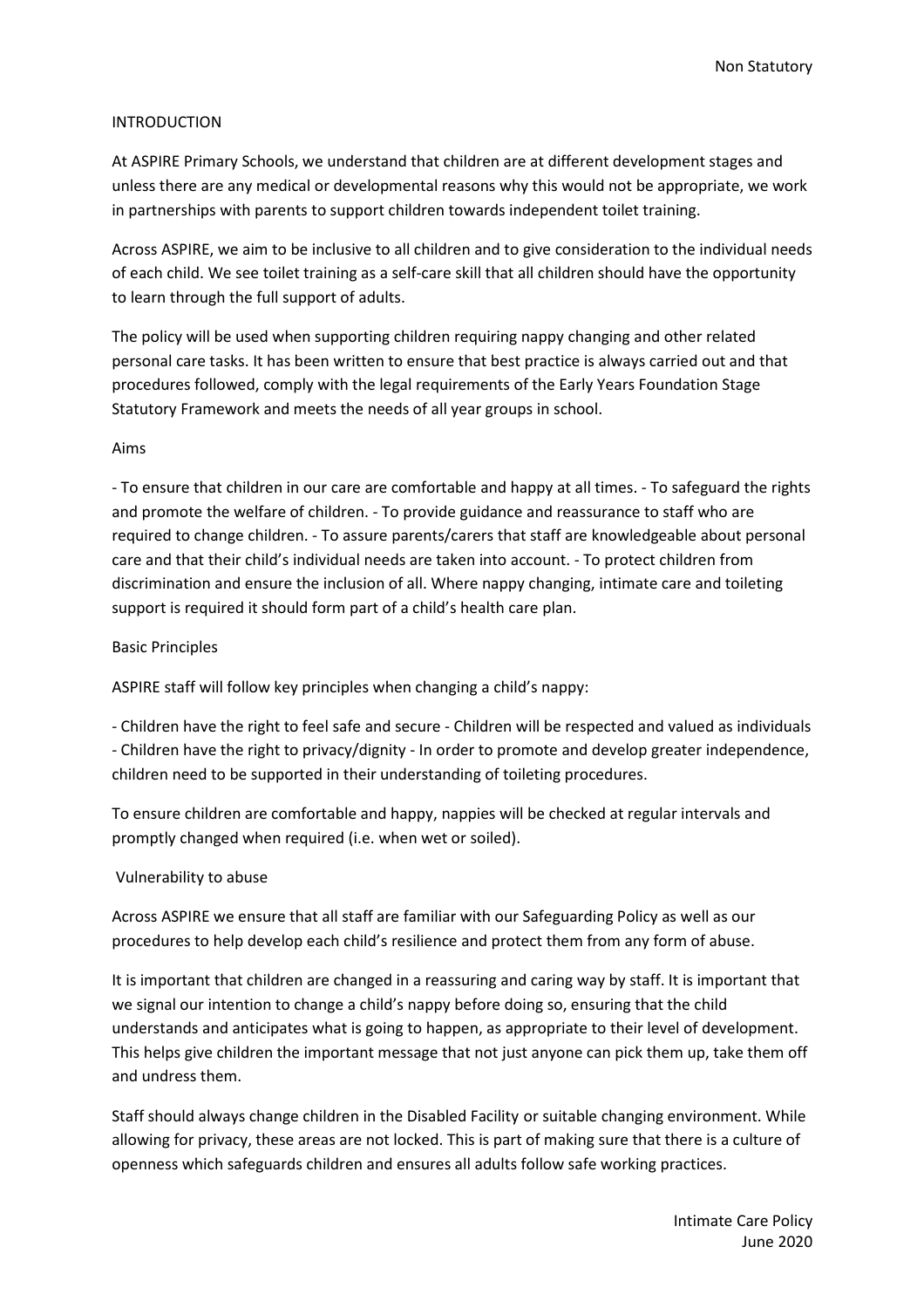Non Statutory

## INTRODUCTION

At ASPIRE Primary Schools, we understand that children are at different development stages and unless there are any medical or developmental reasons why this would not be appropriate, we work in partnerships with parents to support children towards independent toilet training.

Across ASPIRE, we aim to be inclusive to all children and to give consideration to the individual needs of each child. We see toilet training as a self-care skill that all children should have the opportunity to learn through the full support of adults.

The policy will be used when supporting children requiring nappy changing and other related personal care tasks. It has been written to ensure that best practice is always carried out and that procedures followed, comply with the legal requirements of the Early Years Foundation Stage Statutory Framework and meets the needs of all year groups in school.

### Aims

- To ensure that children in our care are comfortable and happy at all times. - To safeguard the rights and promote the welfare of children. - To provide guidance and reassurance to staff who are required to change children. - To assure parents/carers that staff are knowledgeable about personal care and that their child's individual needs are taken into account. - To protect children from discrimination and ensure the inclusion of all. Where nappy changing, intimate care and toileting support is required it should form part of a child's health care plan.

### Basic Principles

ASPIRE staff will follow key principles when changing a child's nappy:

- Children have the right to feel safe and secure - Children will be respected and valued as individuals - Children have the right to privacy/dignity - In order to promote and develop greater independence, children need to be supported in their understanding of toileting procedures.

To ensure children are comfortable and happy, nappies will be checked at regular intervals and promptly changed when required (i.e. when wet or soiled).

### Vulnerability to abuse

Across ASPIRE we ensure that all staff are familiar with our Safeguarding Policy as well as our procedures to help develop each child's resilience and protect them from any form of abuse.

It is important that children are changed in a reassuring and caring way by staff. It is important that we signal our intention to change a child's nappy before doing so, ensuring that the child understands and anticipates what is going to happen, as appropriate to their level of development. This helps give children the important message that not just anyone can pick them up, take them off and undress them.

Staff should always change children in the Disabled Facility or suitable changing environment. While allowing for privacy, these areas are not locked. This is part of making sure that there is a culture of openness which safeguards children and ensures all adults follow safe working practices.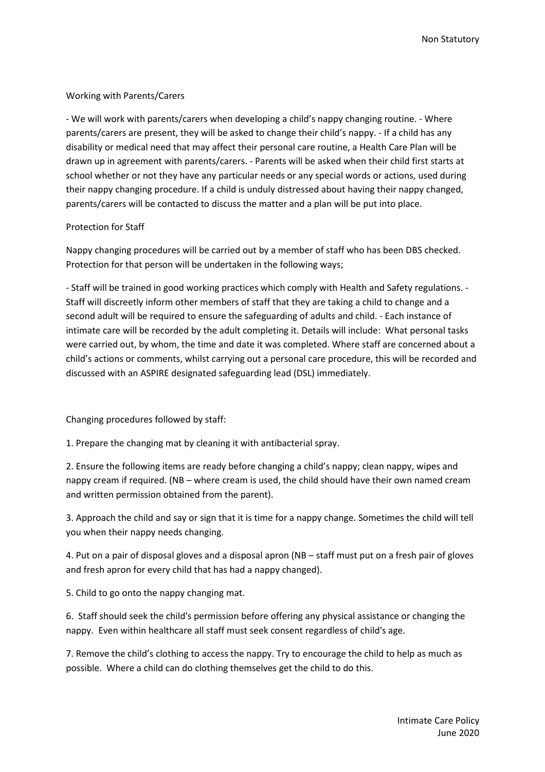## Working with Parents/Carers

- We will work with parents/carers when developing a child's nappy changing routine. - Where parents/carers are present, they will be asked to change their child's nappy. - If a child has any disability or medical need that may affect their personal care routine, a Health Care Plan will be drawn up in agreement with parents/carers. - Parents will be asked when their child first starts at school whether or not they have any particular needs or any special words or actions, used during their nappy changing procedure. If a child is unduly distressed about having their nappy changed, parents/carers will be contacted to discuss the matter and a plan will be put into place.

## Protection for Staff

Nappy changing procedures will be carried out by a member of staff who has been DBS checked. Protection for that person will be undertaken in the following ways;

- Staff will be trained in good working practices which comply with Health and Safety regulations. - Staff will discreetly inform other members of staff that they are taking a child to change and a second adult will be required to ensure the safeguarding of adults and child. - Each instance of intimate care will be recorded by the adult completing it. Details will include: What personal tasks were carried out, by whom, the time and date it was completed. Where staff are concerned about a child's actions or comments, whilst carrying out a personal care procedure, this will be recorded and discussed with an ASPIRE designated safeguarding lead (DSL) immediately.

## Changing procedures followed by staff:

1. Prepare the changing mat by cleaning it with antibacterial spray.

2. Ensure the following items are ready before changing a child's nappy; clean nappy, wipes and nappy cream if required. (NB – where cream is used, the child should have their own named cream and written permission obtained from the parent).

3. Approach the child and say or sign that it is time for a nappy change. Sometimes the child will tell you when their nappy needs changing.

4. Put on a pair of disposal gloves and a disposal apron (NB – staff must put on a fresh pair of gloves and fresh apron for every child that has had a nappy changed).

5. Child to go onto the nappy changing mat.

6. Staff should seek the child's permission before offering any physical assistance or changing the nappy. Even within healthcare all staff must seek consent regardless of child's age.

7. Remove the child's clothing to access the nappy. Try to encourage the child to help as much as possible. Where a child can do clothing themselves get the child to do this.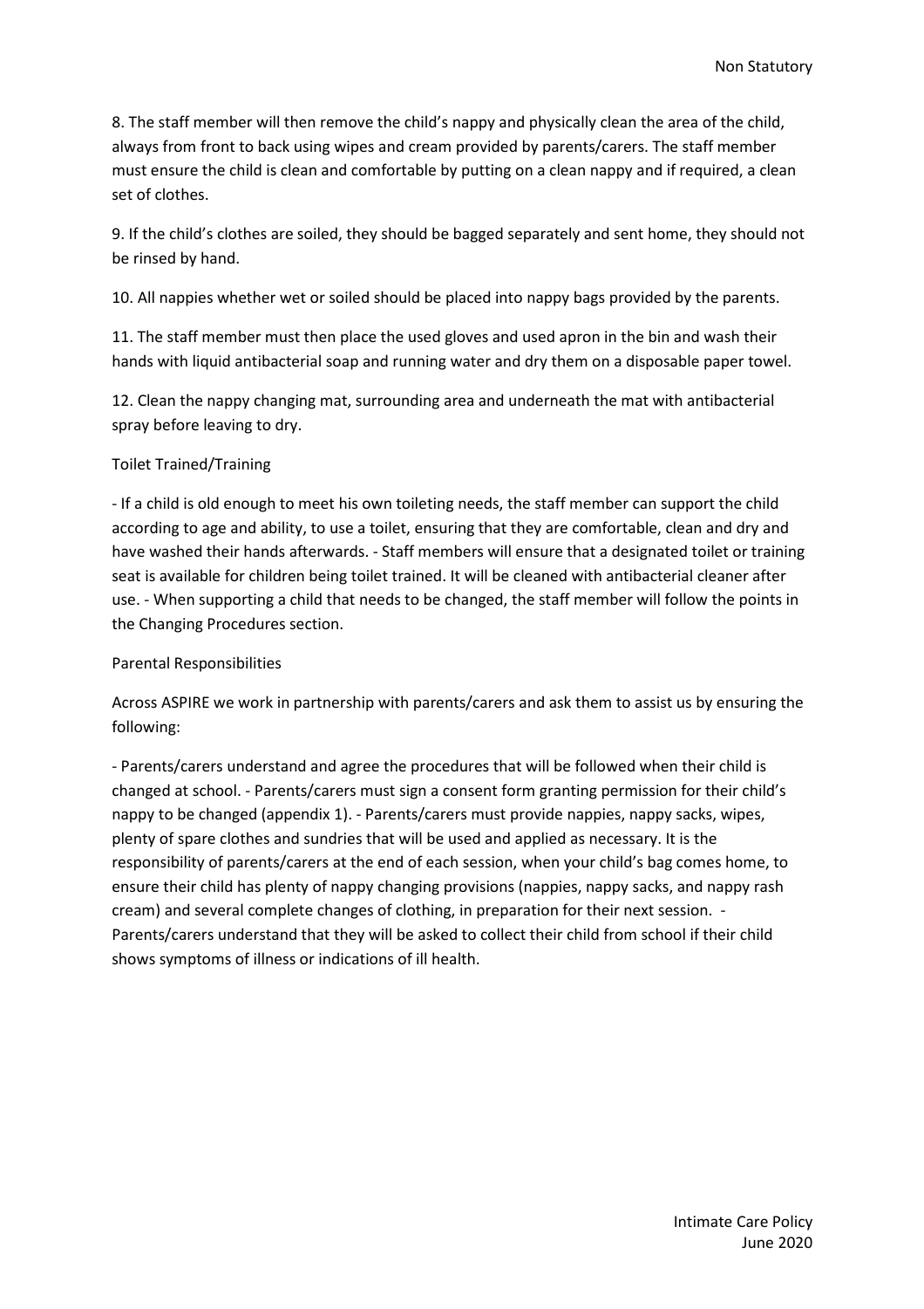8. The staff member will then remove the child's nappy and physically clean the area of the child, always from front to back using wipes and cream provided by parents/carers. The staff member must ensure the child is clean and comfortable by putting on a clean nappy and if required, a clean set of clothes.

9. If the child's clothes are soiled, they should be bagged separately and sent home, they should not be rinsed by hand.

10. All nappies whether wet or soiled should be placed into nappy bags provided by the parents.

11. The staff member must then place the used gloves and used apron in the bin and wash their hands with liquid antibacterial soap and running water and dry them on a disposable paper towel.

12. Clean the nappy changing mat, surrounding area and underneath the mat with antibacterial spray before leaving to dry.

## Toilet Trained/Training

- If a child is old enough to meet his own toileting needs, the staff member can support the child according to age and ability, to use a toilet, ensuring that they are comfortable, clean and dry and have washed their hands afterwards.
- Staff members will ensure that a designated toilet or training seat is available for children being toilet trained. It will be cleaned with antibacterial cleaner after use.
- When supporting a child that needs to be changed, the staff member will follow the points in the Changing Procedures section.

## Parental Responsibilities

Across ASPIRE we work in partnership with parents/carers and ask them to assist us by ensuring the following:

- Parents/carers understand and agree the procedures that will be followed when their child is changed at school.
- Parents/carers must sign a consent form granting permission for their child's nappy to be changed (appendix 1).
- Parents/carers must provide nappies, nappy sacks, wipes, plenty of spare clothes and sundries that will be used and applied as necessary. It is the responsibility of parents/carers at the end of each session, when your child's bag comes home, to ensure their child has plenty of nappy changing provisions (nappies, nappy sacks, and nappy rash cream) and several complete changes of clothing, in preparation for their next session.
- Parents/carers understand that they will be asked to collect their child from school if their child shows symptoms of illness or indications of ill health.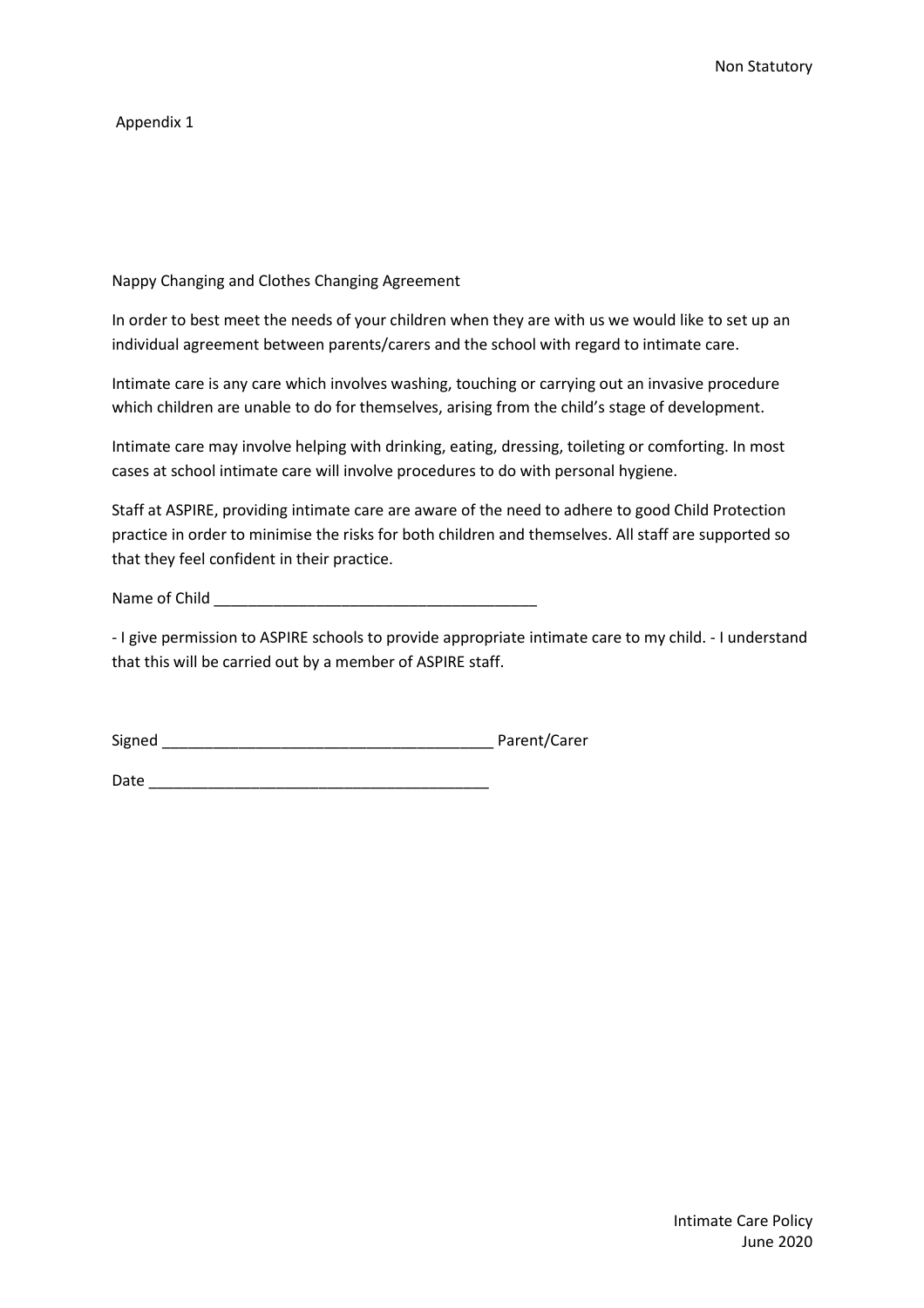Appendix 1

Nappy Changing and Clothes Changing Agreement

In order to best meet the needs of your children when they are with us we would like to set up an individual agreement between parents/carers and the school with regard to intimate care.

Intimate care is any care which involves washing, touching or carrying out an invasive procedure which children are unable to do for themselves, arising from the child's stage of development.

Intimate care may involve helping with drinking, eating, dressing, toileting or comforting. In most cases at school intimate care will involve procedures to do with personal hygiene.

Staff at ASPIRE, providing intimate care are aware of the need to adhere to good Child Protection practice in order to minimise the risks for both children and themselves. All staff are supported so that they feel confident in their practice.

Name of Child ______________________________________

- I give permission to ASPIRE schools to provide appropriate intimate care to my child. - I understand that this will be carried out by a member of ASPIRE staff.

Signed ______________________________________ Parent/Carer

Date ________________________________________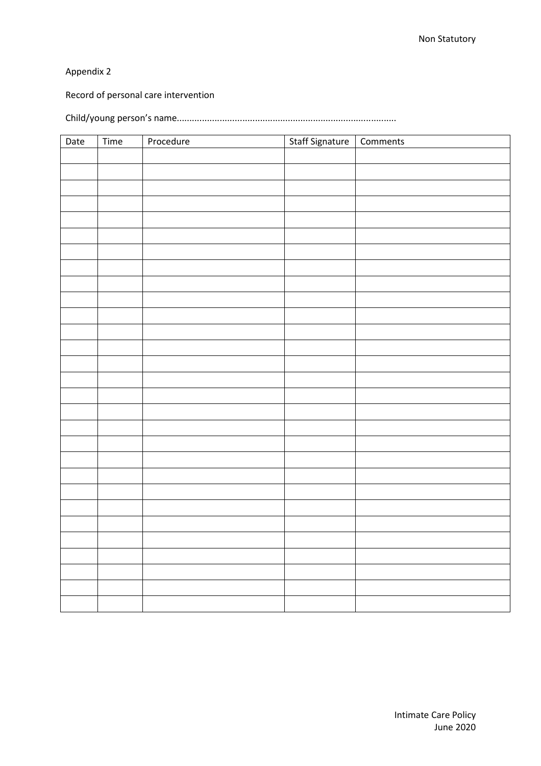Appendix 2

Record of personal care intervention

Child/young person's name.....................................................................................

| Date | Time | Procedure | Staff Signature | Comments |
|---|---|---|---|---|
| | | | | |
| | | | | |
| | | | | |
| | | | | |
| | | | | |
| | | | | |
| | | | | |
| | | | | |
| | | | | |
| | | | | |
| | | | | |
| | | | | |
| | | | | |
| | | | | |
| | | | | |
| | | | | |
| | | | | |
| | | | | |
| | | | | |
| | | | | |
| | | | | |
| | | | | |
| | | | | |
| | | | | |
| | | | | |
| | | | | |
| | | | | |
| | | | | |
| | | | | |